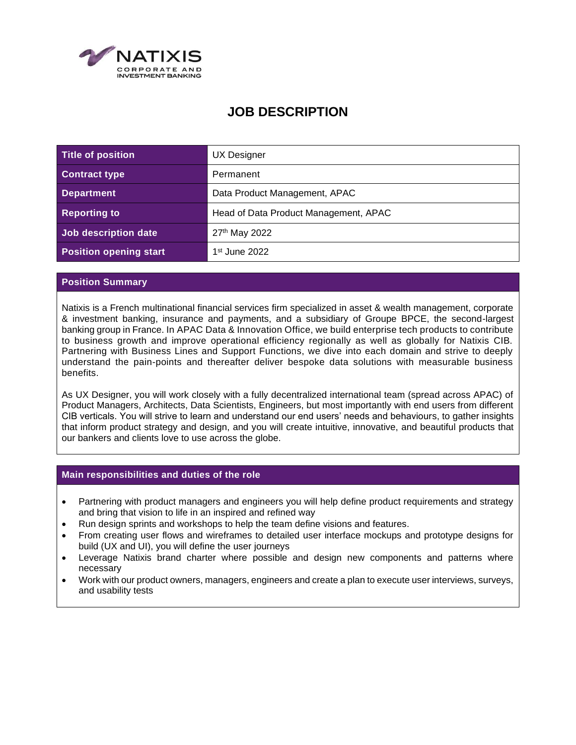# JOB DESCRIPTION

| Title of position | UX Designer |
|---|---|
| Contract type | Permanent |
| Department | Data Product Management, APAC |
| Reporting to | Head of Data Product Management, APAC |
| Job description date | 27th May 2022 |
| Position opening start | 1st June 2022 |

## Position Summary

Natixis is a French multinational financial services firm specialized in asset & wealth management, corporate & investment banking, insurance and payments, and a subsidiary of Groupe BPCE, the second-largest banking group in France. In APAC Data & Innovation Office, we build enterprise tech products to contribute to business growth and improve operational efficiency regionally as well as globally for Natixis CIB. Partnering with Business Lines and Support Functions, we dive into each domain and strive to deeply understand the pain-points and thereafter deliver bespoke data solutions with measurable business benefits.

As UX Designer, you will work closely with a fully decentralized international team (spread across APAC) of Product Managers, Architects, Data Scientists, Engineers, but most importantly with end users from different CIB verticals. You will strive to learn and understand our end users' needs and behaviours, to gather insights that inform product strategy and design, and you will create intuitive, innovative, and beautiful products that our bankers and clients love to use across the globe.

## Main responsibilities and duties of the role

- Partnering with product managers and engineers you will help define product requirements and strategy and bring that vision to life in an inspired and refined way
- Run design sprints and workshops to help the team define visions and features.
- From creating user flows and wireframes to detailed user interface mockups and prototype designs for build (UX and UI), you will define the user journeys
- Leverage Natixis brand charter where possible and design new components and patterns where necessary
- Work with our product owners, managers, engineers and create a plan to execute user interviews, surveys, and usability tests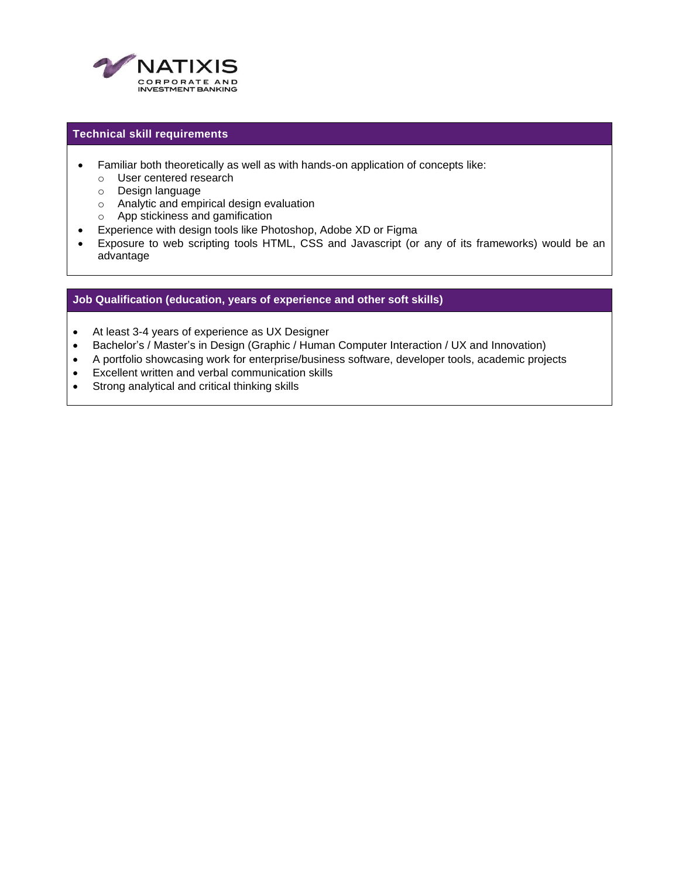## Technical skill requirements

- Familiar both theoretically as well as with hands-on application of concepts like:
  - User centered research
  - Design language
  - Analytic and empirical design evaluation
  - App stickiness and gamification
- Experience with design tools like Photoshop, Adobe XD or Figma
- Exposure to web scripting tools HTML, CSS and Javascript (or any of its frameworks) would be an advantage

## Job Qualification (education, years of experience and other soft skills)

- At least 3-4 years of experience as UX Designer
- Bachelor's / Master's in Design (Graphic / Human Computer Interaction / UX and Innovation)
- A portfolio showcasing work for enterprise/business software, developer tools, academic projects
- Excellent written and verbal communication skills
- Strong analytical and critical thinking skills